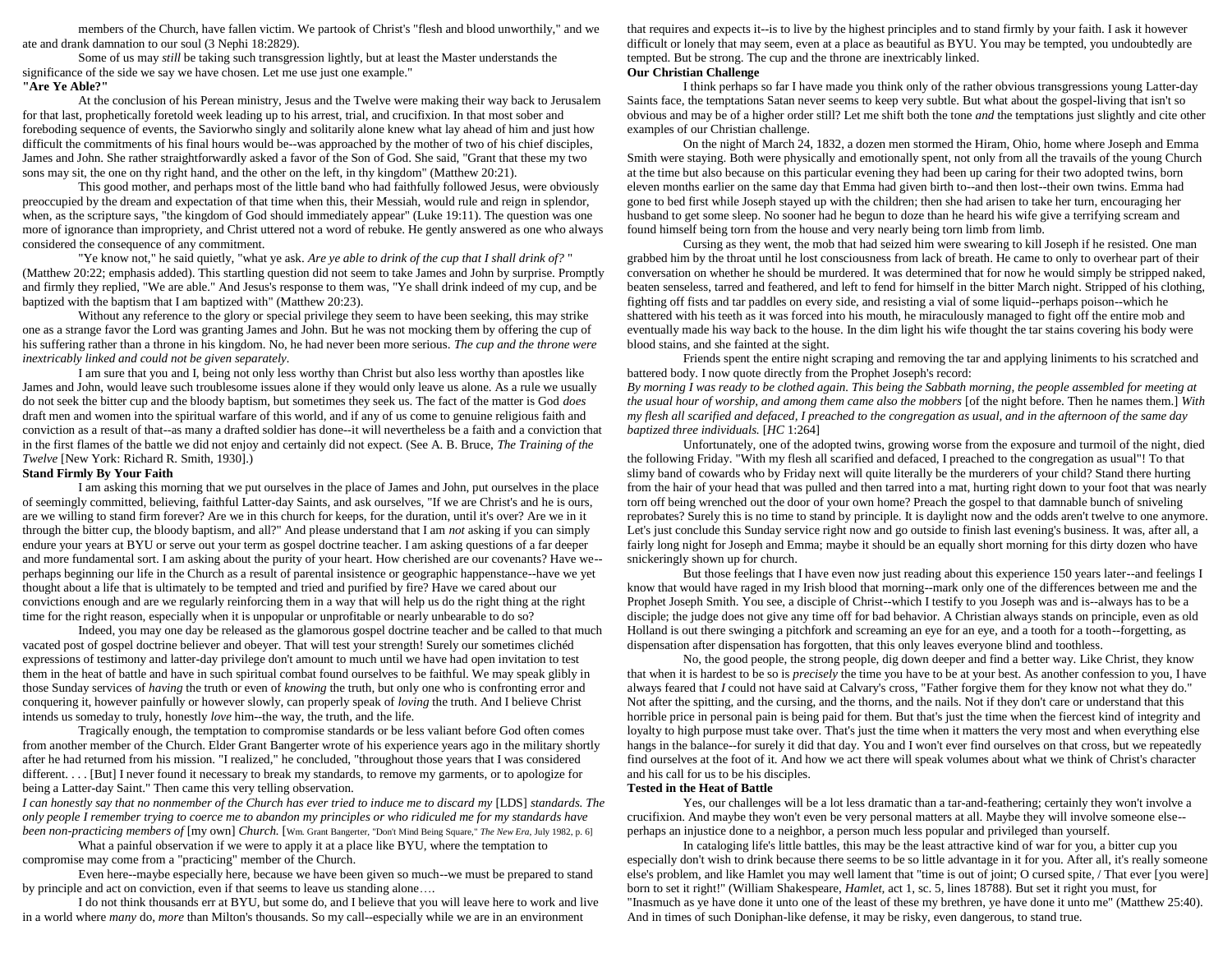members of the Church, have fallen victim. We partook of Christ's "flesh and blood unworthily," and we ate and drank damnation to our soul (3 Nephi 18:2829).

Some of us may *still* be taking such transgression lightly, but at least the Master understands the significance of the side we say we have chosen. Let me use just one example."

**"Are Ye Able?"**

At the conclusion of his Perean ministry, Jesus and the Twelve were making their way back to Jerusalem for that last, prophetically foretold week leading up to his arrest, trial, and crucifixion. In that most sober and foreboding sequence of events, the Saviorwho singly and solitarily alone knew what lay ahead of him and just how difficult the commitments of his final hours would be--was approached by the mother of two of his chief disciples, James and John. She rather straightforwardly asked a favor of the Son of God. She said, "Grant that these my two sons may sit, the one on thy right hand, and the other on the left, in thy kingdom" (Matthew 20:21).

This good mother, and perhaps most of the little band who had faithfully followed Jesus, were obviously preoccupied by the dream and expectation of that time when this, their Messiah, would rule and reign in splendor, when, as the scripture says, "the kingdom of God should immediately appear" (Luke 19:11). The question was one more of ignorance than impropriety, and Christ uttered not a word of rebuke. He gently answered as one who always considered the consequence of any commitment.

"Ye know not," he said quietly, "what ye ask. *Are ye able to drink of the cup that I shall drink of?* " (Matthew 20:22; emphasis added). This startling question did not seem to take James and John by surprise. Promptly and firmly they replied, "We are able." And Jesus's response to them was, "Ye shall drink indeed of my cup, and be baptized with the baptism that I am baptized with" (Matthew 20:23).

Without any reference to the glory or special privilege they seem to have been seeking, this may strike one as a strange favor the Lord was granting James and John. But he was not mocking them by offering the cup of his suffering rather than a throne in his kingdom. No, he had never been more serious. *The cup and the throne were inextricably linked and could not be given separately*.

I am sure that you and I, being not only less worthy than Christ but also less worthy than apostles like James and John, would leave such troublesome issues alone if they would only leave us alone. As a rule we usually do not seek the bitter cup and the bloody baptism, but sometimes they seek us. The fact of the matter is God *does* draft men and women into the spiritual warfare of this world, and if any of us come to genuine religious faith and conviction as a result of that--as many a drafted soldier has done--it will nevertheless be a faith and a conviction that in the first flames of the battle we did not enjoy and certainly did not expect. (See A. B. Bruce, *The Training of the Twelve* [New York: Richard R. Smith, 1930].)

**Stand Firmly By Your Faith**

I am asking this morning that we put ourselves in the place of James and John, put ourselves in the place of seemingly committed, believing, faithful Latter-day Saints, and ask ourselves, "If we are Christ's and he is ours, are we willing to stand firm forever? Are we in this church for keeps, for the duration, until it's over? Are we in it through the bitter cup, the bloody baptism, and all?" And please understand that I am *not* asking if you can simply endure your years at BYU or serve out your term as gospel doctrine teacher. I am asking questions of a far deeper and more fundamental sort. I am asking about the purity of your heart. How cherished are our covenants? Have we--perhaps beginning our life in the Church as a result of parental insistence or geographic happenstance--have we yet thought about a life that is ultimately to be tempted and tried and purified by fire? Have we cared about our convictions enough and are we regularly reinforcing them in a way that will help us do the right thing at the right time for the right reason, especially when it is unpopular or unprofitable or nearly unbearable to do so?

Indeed, you may one day be released as the glamorous gospel doctrine teacher and be called to that much vacated post of gospel doctrine believer and obeyer. That will test your strength! Surely our sometimes clichéd expressions of testimony and latter-day privilege don't amount to much until we have had open invitation to test them in the heat of battle and have in such spiritual combat found ourselves to be faithful. We may speak glibly in those Sunday services of *having* the truth or even of *knowing* the truth, but only one who is confronting error and conquering it, however painfully or however slowly, can properly speak of *loving* the truth. And I believe Christ intends us someday to truly, honestly *love* him--the way, the truth, and the life.

Tragically enough, the temptation to compromise standards or be less valiant before God often comes from another member of the Church. Elder Grant Bangerter wrote of his experience years ago in the military shortly after he had returned from his mission. "I realized," he concluded, "throughout those years that I was considered different. . . . [But] I never found it necessary to break my standards, to remove my garments, or to apologize for being a Latter-day Saint." Then came this very telling observation.

*I can honestly say that no nonmember of the Church has ever tried to induce me to discard my* [LDS] *standards. The only people I remember trying to coerce me to abandon my principles or who ridiculed me for my standards have been non-practicing members of* [my own] *Church.* [Wm. Grant Bangerter, "Don't Mind Being Square," *The New Era*, July 1982, p. 6]

What a painful observation if we were to apply it at a place like BYU, where the temptation to compromise may come from a "practicing" member of the Church.

Even here--maybe especially here, because we have been given so much--we must be prepared to stand by principle and act on conviction, even if that seems to leave us standing alone….

I do not think thousands err at BYU, but some do, and I believe that you will leave here to work and live in a world where *many* do, *more* than Milton's thousands. So my call--especially while we are in an environment that requires and expects it--is to live by the highest principles and to stand firmly by your faith. I ask it however difficult or lonely that may seem, even at a place as beautiful as BYU. You may be tempted, you undoubtedly are tempted. But be strong. The cup and the throne are inextricably linked.

**Our Christian Challenge**

I think perhaps so far I have made you think only of the rather obvious transgressions young Latter-day Saints face, the temptations Satan never seems to keep very subtle. But what about the gospel-living that isn't so obvious and may be of a higher order still? Let me shift both the tone *and* the temptations just slightly and cite other examples of our Christian challenge.

On the night of March 24, 1832, a dozen men stormed the Hiram, Ohio, home where Joseph and Emma Smith were staying. Both were physically and emotionally spent, not only from all the travails of the young Church at the time but also because on this particular evening they had been up caring for their two adopted twins, born eleven months earlier on the same day that Emma had given birth to--and then lost--their own twins. Emma had gone to bed first while Joseph stayed up with the children; then she had arisen to take her turn, encouraging her husband to get some sleep. No sooner had he begun to doze than he heard his wife give a terrifying scream and found himself being torn from the house and very nearly being torn limb from limb.

Cursing as they went, the mob that had seized him were swearing to kill Joseph if he resisted. One man grabbed him by the throat until he lost consciousness from lack of breath. He came to only to overhear part of their conversation on whether he should be murdered. It was determined that for now he would simply be stripped naked, beaten senseless, tarred and feathered, and left to fend for himself in the bitter March night. Stripped of his clothing, fighting off fists and tar paddles on every side, and resisting a vial of some liquid--perhaps poison--which he shattered with his teeth as it was forced into his mouth, he miraculously managed to fight off the entire mob and eventually made his way back to the house. In the dim light his wife thought the tar stains covering his body were blood stains, and she fainted at the sight.

Friends spent the entire night scraping and removing the tar and applying liniments to his scratched and battered body. I now quote directly from the Prophet Joseph's record:

*By morning I was ready to be clothed again. This being the Sabbath morning, the people assembled for meeting at the usual hour of worship, and among them came also the mobbers* [of the night before. Then he names them.] *With my flesh all scarified and defaced, I preached to the congregation as usual, and in the afternoon of the same day baptized three individuals.* [*HC* 1:264]

Unfortunately, one of the adopted twins, growing worse from the exposure and turmoil of the night, died the following Friday. "With my flesh all scarified and defaced, I preached to the congregation as usual"! To that slimy band of cowards who by Friday next will quite literally be the murderers of your child? Stand there hurting from the hair of your head that was pulled and then tarred into a mat, hurting right down to your foot that was nearly torn off being wrenched out the door of your own home? Preach the gospel to that damnable bunch of sniveling reprobates? Surely this is no time to stand by principle. It is daylight now and the odds aren't twelve to one anymore. Let's just conclude this Sunday service right now and go outside to finish last evening's business. It was, after all, a fairly long night for Joseph and Emma; maybe it should be an equally short morning for this dirty dozen who have snickeringly shown up for church.

But those feelings that I have even now just reading about this experience 150 years later--and feelings I know that would have raged in my Irish blood that morning--mark only one of the differences between me and the Prophet Joseph Smith. You see, a disciple of Christ--which I testify to you Joseph was and is--always has to be a disciple; the judge does not give any time off for bad behavior. A Christian always stands on principle, even as old Holland is out there swinging a pitchfork and screaming an eye for an eye, and a tooth for a tooth--forgetting, as dispensation after dispensation has forgotten, that this only leaves everyone blind and toothless.

No, the good people, the strong people, dig down deeper and find a better way. Like Christ, they know that when it is hardest to be so is *precisely* the time you have to be at your best. As another confession to you, I have always feared that *I* could not have said at Calvary's cross, "Father forgive them for they know not what they do." Not after the spitting, and the cursing, and the thorns, and the nails. Not if they don't care or understand that this horrible price in personal pain is being paid for them. But that's just the time when the fiercest kind of integrity and loyalty to high purpose must take over. That's just the time when it matters the very most and when everything else hangs in the balance--for surely it did that day. You and I won't ever find ourselves on that cross, but we repeatedly find ourselves at the foot of it. And how we act there will speak volumes about what we think of Christ's character and his call for us to be his disciples.

**Tested in the Heat of Battle**

Yes, our challenges will be a lot less dramatic than a tar-and-feathering; certainly they won't involve a crucifixion. And maybe they won't even be very personal matters at all. Maybe they will involve someone else--perhaps an injustice done to a neighbor, a person much less popular and privileged than yourself.

In cataloging life's little battles, this may be the least attractive kind of war for you, a bitter cup you especially don't wish to drink because there seems to be so little advantage in it for you. After all, it's really someone else's problem, and like Hamlet you may well lament that "time is out of joint; O cursed spite, / That ever [you were] born to set it right!" (William Shakespeare, *Hamlet*, act 1, sc. 5, lines 18788). But set it right you must, for "Inasmuch as ye have done it unto one of the least of these my brethren, ye have done it unto me" (Matthew 25:40). And in times of such Doniphan-like defense, it may be risky, even dangerous, to stand true.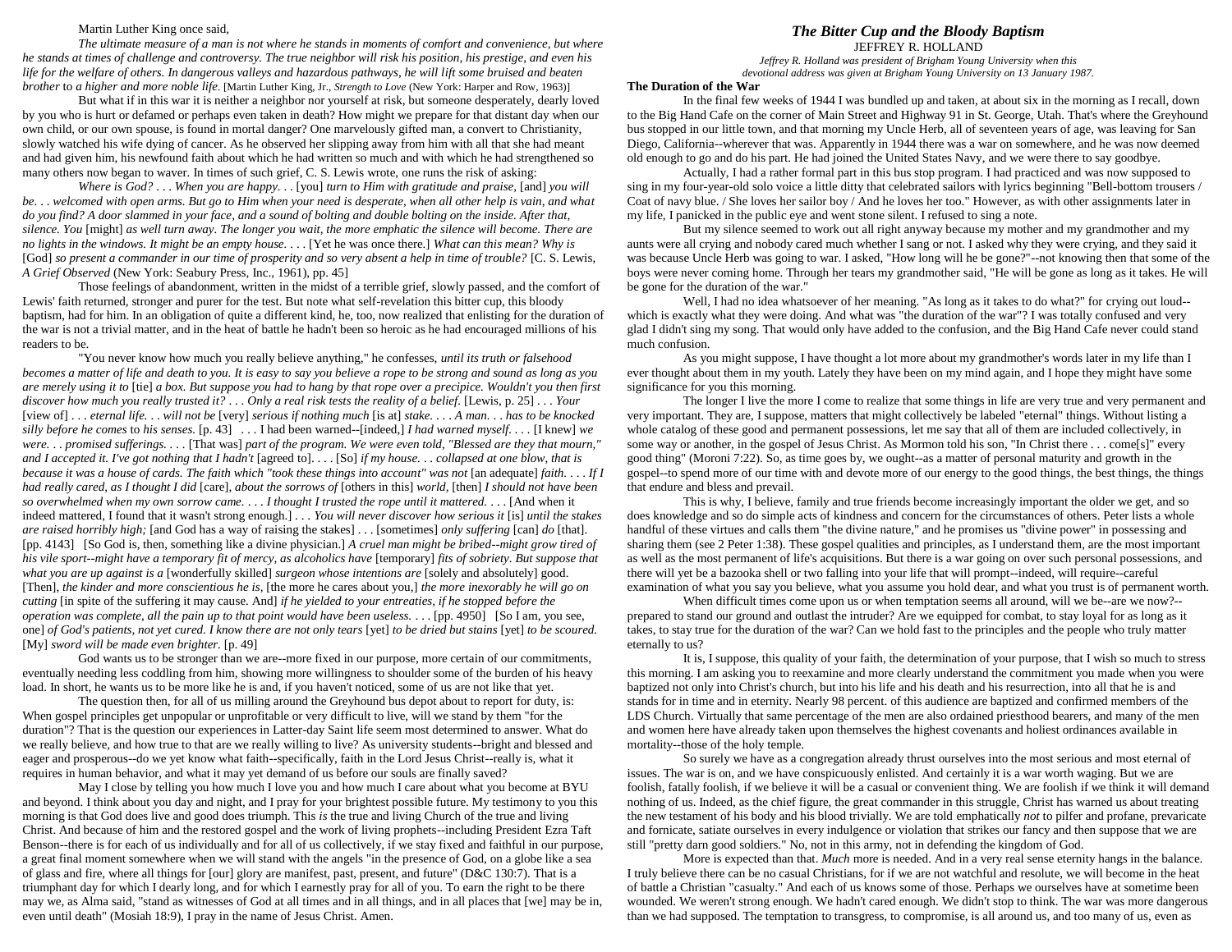Martin Luther King once said,

*The ultimate measure of a man is not where he stands in moments of comfort and convenience, but where he stands at times of challenge and controversy. The true neighbor will risk his position, his prestige, and even his life for the welfare of others. In dangerous valleys and hazardous pathways, he will lift some bruised and beaten brother to a higher and more noble life.* [Martin Luther King, Jr., *Strength to Love* (New York: Harper and Row, 1963)]

But what if in this war it is neither a neighbor nor yourself at risk, but someone desperately, dearly loved by you who is hurt or defamed or perhaps even taken in death? How might we prepare for that distant day when our own child, or our own spouse, is found in mortal danger? One marvelously gifted man, a convert to Christianity, slowly watched his wife dying of cancer. As he observed her slipping away from him with all that she had meant and had given him, his newfound faith about which he had written so much and with which he had strengthened so many others now began to waver. In times of such grief, C. S. Lewis wrote, one runs the risk of asking:

*Where is God? . . . When you are happy. . .* [you] *turn to Him with gratitude and praise,* [and] *you will be. . . welcomed with open arms. But go to Him when your need is desperate, when all other help is vain, and what do you find? A door slammed in your face, and a sound of bolting and double bolting on the inside. After that, silence. You* [might] *as well turn away. The longer you wait, the more emphatic the silence will become. There are no lights in the windows. It might be an empty house. . . .* [Yet he was once there.] *What can this mean? Why is* [God] *so present a commander in our time of prosperity and so very absent a help in time of trouble?* [C. S. Lewis, *A Grief Observed* (New York: Seabury Press, Inc., 1961), pp. 45]

Those feelings of abandonment, written in the midst of a terrible grief, slowly passed, and the comfort of Lewis' faith returned, stronger and purer for the test. But note what self-revelation this bitter cup, this bloody baptism, had for him. In an obligation of quite a different kind, he, too, now realized that enlisting for the duration of the war is not a trivial matter, and in the heat of battle he hadn't been so heroic as he had encouraged millions of his readers to be.

"You never know how much you really believe anything," he confesses, *until its truth or falsehood becomes a matter of life and death to you. It is easy to say you believe a rope to be strong and sound as long as you are merely using it to* [tie] *a box. But suppose you had to hang by that rope over a precipice. Wouldn't you then first discover how much you really trusted it? . . . Only a real risk tests the reality of a belief.* [Lewis, p. 25] . . . *Your* [view of] . . . *eternal life. . . will not be* [very] *serious if nothing much* [is at] *stake. . . . A man. . . has to be knocked silly before he comes to his senses.* [p. 43] . . . I had been warned--[indeed,] *I had warned myself.* . . . [I knew] *we were. . . promised sufferings.* . . . [That was] *part of the program. We were even told, "Blessed are they that mourn," and I accepted it. I've got nothing that I hadn't* [agreed to]. . . . [So] *if my house. . . collapsed at one blow, that is because it was a house of cards. The faith which "took these things into account" was not* [an adequate] *faith. . . . If I had really cared, as I thought I did* [care], *about the sorrows of* [others in this] *world,* [then] *I should not have been so overwhelmed when my own sorrow came. . . . I thought I trusted the rope until it mattered. . . .* [And when it indeed mattered, I found that it wasn't strong enough.] . . . *You will never discover how serious it* [is] *until the stakes are raised horribly high;* [and God has a way of raising the stakes] . . . [sometimes] *only suffering* [can] *do* [that]. [pp. 4143] [So God is, then, something like a divine physician.] *A cruel man might be bribed--might grow tired of his vile sport--might have a temporary fit of mercy, as alcoholics have* [temporary] *fits of sobriety. But suppose that what you are up against is a* [wonderfully skilled] *surgeon whose intentions are* [solely and absolutely] *good.* [Then], *the kinder and more conscientious he is,* [the more he cares about you,] *the more inexorably he will go on cutting* [in spite of the suffering it may cause. And] *if he yielded to your entreaties, if he stopped before the operation was complete, all the pain up to that point would have been useless. . . .* [pp. 4950] [So I am, you see, one] *of God's patients, not yet cured. I know there are not only tears* [yet] *to be dried but stains* [yet] *to be scoured.* [My] *sword will be made even brighter.* [p. 49]

God wants us to be stronger than we are--more fixed in our purpose, more certain of our commitments, eventually needing less coddling from him, showing more willingness to shoulder some of the burden of his heavy load. In short, he wants us to be more like he is and, if you haven't noticed, some of us are not like that yet.

The question then, for all of us milling around the Greyhound bus depot about to report for duty, is: When gospel principles get unpopular or unprofitable or very difficult to live, will we stand by them "for the duration"? That is the question our experiences in Latter-day Saint life seem most determined to answer. What do we really believe, and how true to that are we really willing to live? As university students--bright and blessed and eager and prosperous--do we yet know what faith--specifically, faith in the Lord Jesus Christ--really is, what it requires in human behavior, and what it may yet demand of us before our souls are finally saved?

May I close by telling you how much I love you and how much I care about what you become at BYU and beyond. I think about you day and night, and I pray for your brightest possible future. My testimony to you this morning is that God does live and good does triumph. This *is* the true and living Church of the true and living Christ. And because of him and the restored gospel and the work of living prophets--including President Ezra Taft Benson--there is for each of us individually and for all of us collectively, if we stay fixed and faithful in our purpose, a great final moment somewhere when we will stand with the angels "in the presence of God, on a globe like a sea of glass and fire, where all things for [our] glory are manifest, past, present, and future" (D&C 130:7). That is a triumphant day for which I dearly long, and for which I earnestly pray for all of you. To earn the right to be there may we, as Alma said, "stand as witnesses of God at all times and in all things, and in all places that [we] may be in, even until death" (Mosiah 18:9), I pray in the name of Jesus Christ. Amen.

# *The Bitter Cup and the Bloody Baptism*

JEFFREY R. HOLLAND

*Jeffrey R. Holland was president of Brigham Young University when this devotional address was given at Brigham Young University on 13 January 1987.*

**The Duration of the War**

In the final few weeks of 1944 I was bundled up and taken, at about six in the morning as I recall, down to the Big Hand Cafe on the corner of Main Street and Highway 91 in St. George, Utah. That's where the Greyhound bus stopped in our little town, and that morning my Uncle Herb, all of seventeen years of age, was leaving for San Diego, California--wherever that was. Apparently in 1944 there was a war on somewhere, and he was now deemed old enough to go and do his part. He had joined the United States Navy, and we were there to say goodbye.

Actually, I had a rather formal part in this bus stop program. I had practiced and was now supposed to sing in my four-year-old solo voice a little ditty that celebrated sailors with lyrics beginning "Bell-bottom trousers / Coat of navy blue. / She loves her sailor boy / And he loves her too." However, as with other assignments later in my life, I panicked in the public eye and went stone silent. I refused to sing a note.

But my silence seemed to work out all right anyway because my mother and my grandmother and my aunts were all crying and nobody cared much whether I sang or not. I asked why they were crying, and they said it was because Uncle Herb was going to war. I asked, "How long will he be gone?"--not knowing then that some of the boys were never coming home. Through her tears my grandmother said, "He will be gone as long as it takes. He will be gone for the duration of the war."

Well, I had no idea whatsoever of her meaning. "As long as it takes to do what?" for crying out loud--which is exactly what they were doing. And what was "the duration of the war"? I was totally confused and very glad I didn't sing my song. That would only have added to the confusion, and the Big Hand Cafe never could stand much confusion.

As you might suppose, I have thought a lot more about my grandmother's words later in my life than I ever thought about them in my youth. Lately they have been on my mind again, and I hope they might have some significance for you this morning.

The longer I live the more I come to realize that some things in life are very true and very permanent and very important. They are, I suppose, matters that might collectively be labeled "eternal" things. Without listing a whole catalog of these good and permanent possessions, let me say that all of them are included collectively, in some way or another, in the gospel of Jesus Christ. As Mormon told his son, "In Christ there . . . come[s]" every good thing" (Moroni 7:22). So, as time goes by, we ought--as a matter of personal maturity and growth in the gospel--to spend more of our time with and devote more of our energy to the good things, the best things, the things that endure and bless and prevail.

This is why, I believe, family and true friends become increasingly important the older we get, and so does knowledge and so do simple acts of kindness and concern for the circumstances of others. Peter lists a whole handful of these virtues and calls them "the divine nature," and he promises us "divine power" in possessing and sharing them (see 2 Peter 1:38). These gospel qualities and principles, as I understand them, are the most important as well as the most permanent of life's acquisitions. But there is a war going on over such personal possessions, and there will yet be a bazooka shell or two falling into your life that will prompt--indeed, will require--careful examination of what you say you believe, what you assume you hold dear, and what you trust is of permanent worth.

When difficult times come upon us or when temptation seems all around, will we be--are we now?--prepared to stand our ground and outlast the intruder? Are we equipped for combat, to stay loyal for as long as it takes, to stay true for the duration of the war? Can we hold fast to the principles and the people who truly matter eternally to us?

It is, I suppose, this quality of your faith, the determination of your purpose, that I wish so much to stress this morning. I am asking you to reexamine and more clearly understand the commitment you made when you were baptized not only into Christ's church, but into his life and his death and his resurrection, into all that he is and stands for in time and in eternity. Nearly 98 percent. of this audience are baptized and confirmed members of the LDS Church. Virtually that same percentage of the men are also ordained priesthood bearers, and many of the men and women here have already taken upon themselves the highest covenants and holiest ordinances available in mortality--those of the holy temple.

So surely we have as a congregation already thrust ourselves into the most serious and most eternal of issues. The war is on, and we have conspicuously enlisted. And certainly it is a war worth waging. But we are foolish, fatally foolish, if we believe it will be a casual or convenient thing. We are foolish if we think it will demand nothing of us. Indeed, as the chief figure, the great commander in this struggle, Christ has warned us about treating the new testament of his body and his blood trivially. We are told emphatically *not* to pilfer and profane, prevaricate and fornicate, satiate ourselves in every indulgence or violation that strikes our fancy and then suppose that we are still "pretty darn good soldiers." No, not in this army, not in defending the kingdom of God.

More is expected than that. *Much* more is needed. And in a very real sense eternity hangs in the balance. I truly believe there can be no casual Christians, for if we are not watchful and resolute, we will become in the heat of battle a Christian "casualty." And each of us knows some of those. Perhaps we ourselves have at sometime been wounded. We weren't strong enough. We hadn't cared enough. We didn't stop to think. The war was more dangerous than we had supposed. The temptation to transgress, to compromise, is all around us, and too many of us, even as